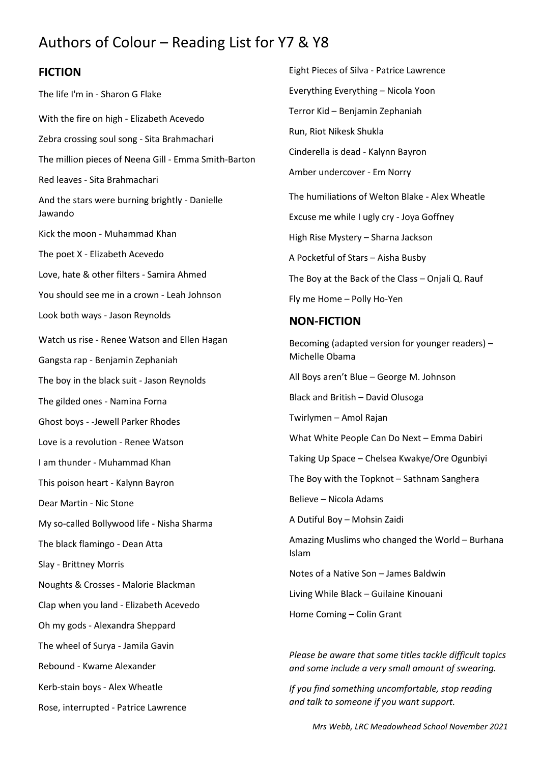# Authors of Colour – Reading List for Y7 & Y8

## FICTION

The life I'm in - Sharon G Flake

With the fire on high - Elizabeth Acevedo

Zebra crossing soul song - Sita Brahmachari

The million pieces of Neena Gill - Emma Smith-Barton

Red leaves - Sita Brahmachari

And the stars were burning brightly - Danielle Jawando

Kick the moon - Muhammad Khan

The poet X - Elizabeth Acevedo

Love, hate & other filters - Samira Ahmed

You should see me in a crown - Leah Johnson

Look both ways - Jason Reynolds

Watch us rise - Renee Watson and Ellen Hagan

Gangsta rap - Benjamin Zephaniah

The boy in the black suit - Jason Reynolds

The gilded ones - Namina Forna

Ghost boys - -Jewell Parker Rhodes

Love is a revolution - Renee Watson

I am thunder - Muhammad Khan

This poison heart - Kalynn Bayron

Dear Martin - Nic Stone

My so-called Bollywood life - Nisha Sharma

The black flamingo - Dean Atta

Slay - Brittney Morris

Noughts & Crosses - Malorie Blackman

Clap when you land - Elizabeth Acevedo

Oh my gods - Alexandra Sheppard

The wheel of Surya - Jamila Gavin

Rebound - Kwame Alexander

Kerb-stain boys - Alex Wheatle

Rose, interrupted - Patrice Lawrence

Eight Pieces of Silva - Patrice Lawrence

Everything Everything – Nicola Yoon

Terror Kid – Benjamin Zephaniah

Run, Riot Nikesk Shukla

Cinderella is dead - Kalynn Bayron

Amber undercover - Em Norry

The humiliations of Welton Blake - Alex Wheatle

Excuse me while I ugly cry - Joya Goffney

High Rise Mystery – Sharna Jackson

A Pocketful of Stars – Aisha Busby

The Boy at the Back of the Class – Onjali Q. Rauf

Fly me Home – Polly Ho-Yen

## NON-FICTION

Becoming (adapted version for younger readers) – Michelle Obama

All Boys aren't Blue – George M. Johnson

Black and British – David Olusoga

Twirlymen – Amol Rajan

What White People Can Do Next – Emma Dabiri

Taking Up Space – Chelsea Kwakye/Ore Ogunbiyi

The Boy with the Topknot – Sathnam Sanghera

Believe – Nicola Adams

A Dutiful Boy – Mohsin Zaidi

Amazing Muslims who changed the World – Burhana Islam

Notes of a Native Son – James Baldwin

Living While Black – Guilaine Kinouani

Home Coming – Colin Grant

*Please be aware that some titles tackle difficult topics and some include a very small amount of swearing.*

*If you find something uncomfortable, stop reading and talk to someone if you want support.*

*Mrs Webb, LRC Meadowhead School November 2021*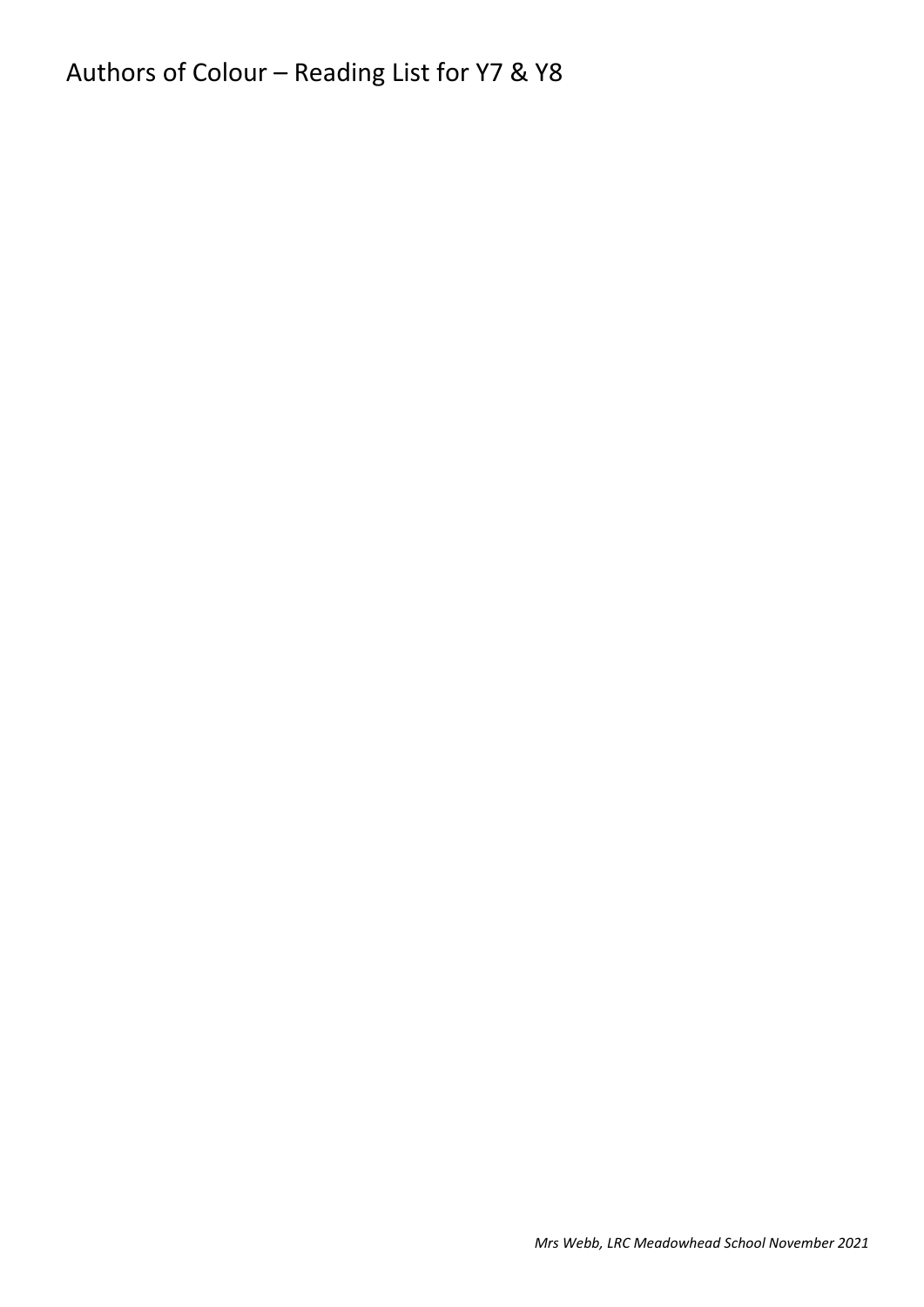# Authors of Colour – Reading List for Y7 & Y8

*Mrs Webb, LRC Meadowhead School November 2021*